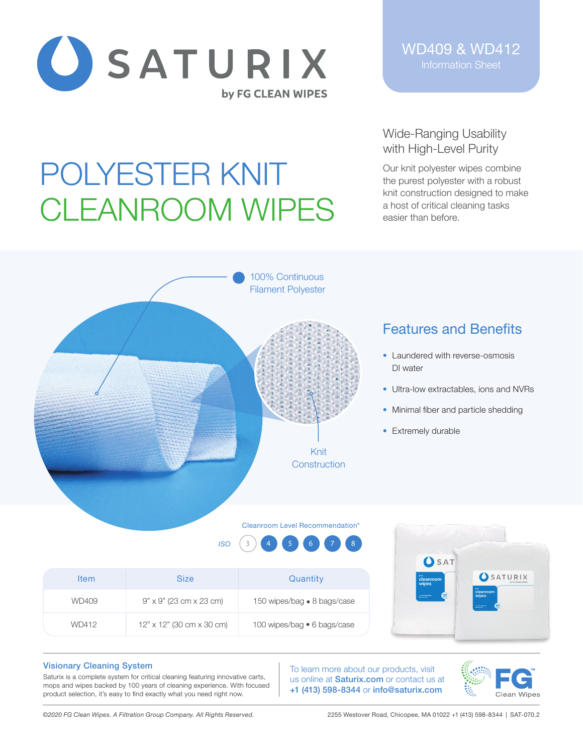# SATURIX

by FG CLEAN WIPES

WD409 & WD412
Information Sheet

# POLYESTER KNIT CLEANROOM WIPES

## Wide-Ranging Usability with High-Level Purity

Our knit polyester wipes combine the purest polyester with a robust knit construction designed to make a host of critical cleaning tasks easier than before.

100% Continuous Filament Polyester

Knit Construction

## Features and Benefits

- Laundered with reverse-osmosis DI water
- Ultra-low extractables, ions and NVRs
- Minimal fiber and particle shedding
- Extremely durable

Cleanroom Level Recommendation*

ISO 3 4 5 6 7 8

| Item | Size | Quantity |
| --- | --- | --- |
| WD409 | 9" x 9" (23 cm x 23 cm) | 150 wipes/bag • 8 bags/case |
| WD412 | 12" x 12" (30 cm x 30 cm) | 100 wipes/bag • 6 bags/case |

### Visionary Cleaning System

Saturix is a complete system for critical cleaning featuring innovative carts, mops and wipes backed by 100 years of cleaning experience. With focused product selection, it's easy to find exactly what you need right now.

To learn more about our products, visit us online at **Saturix.com** or contact us at **+1 (413) 598-8344** or **info@saturix.com**

FG Clean Wipes

*©2020 FG Clean Wipes. A Filtration Group Company. All Rights Reserved.*

2255 Westover Road, Chicopee, MA 01022 +1 (413) 598-8344 | SAT-070.2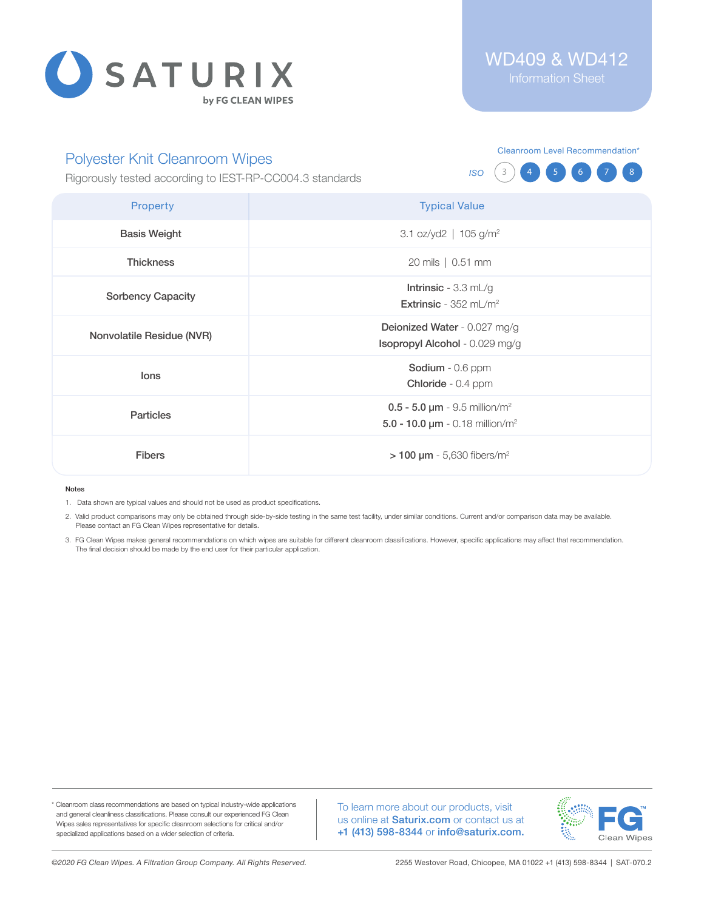# SATURIX

by FG CLEAN WIPES

## WD409 & WD412

Information Sheet

## Polyester Knit Cleanroom Wipes

Rigorously tested according to IEST-RP-CC004.3 standards

Cleanroom Level Recommendation*

ISO 3 **4** **5** **6** **7** **8**

| Property | Typical Value |
|---|---|
| Basis Weight | 3.1 oz/yd2 \| 105 g/$m^2$ |
| Thickness | 20 mils \| 0.51 mm |
| Sorbency Capacity | **Intrinsic** - 3.3 mL/g<br>**Extrinsic** - 352 mL/$m^2$ |
| Nonvolatile Residue (NVR) | **Deionized Water** - 0.027 mg/g<br>**Isopropyl Alcohol** - 0.029 mg/g |
| Ions | **Sodium** - 0.6 ppm<br>**Chloride** - 0.4 ppm |
| Particles | **0.5 - 5.0 µm** - 9.5 million/$m^2$<br>**5.0 - 10.0 µm** - 0.18 million/$m^2$ |
| Fibers | **> 100 µm** - 5,630 fibers/$m^2$ |

**Notes**

1. Data shown are typical values and should not be used as product specifications.
2. Valid product comparisons may only be obtained through side-by-side testing in the same test facility, under similar conditions. Current and/or comparison data may be available. Please contact an FG Clean Wipes representative for details.
3. FG Clean Wipes makes general recommendations on which wipes are suitable for different cleanroom classifications. However, specific applications may affect that recommendation. The final decision should be made by the end user for their particular application.

\* Cleanroom class recommendations are based on typical industry-wide applications and general cleanliness classifications. Please consult our experienced FG Clean Wipes sales representatives for specific cleanroom selections for critical and/or specialized applications based on a wider selection of criteria.

To learn more about our products, visit us online at **Saturix.com** or contact us at **+1 (413) 598-8344** or **info@saturix.com.**

FG™ Clean Wipes

*©2020 FG Clean Wipes. A Filtration Group Company. All Rights Reserved.*

2255 Westover Road, Chicopee, MA 01022 +1 (413) 598-8344 | SAT-070.2